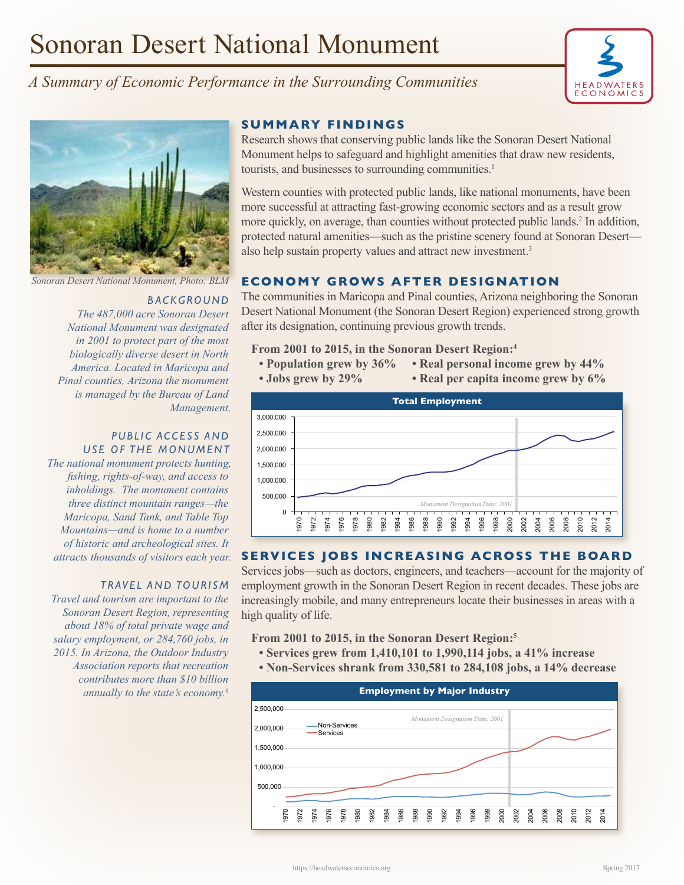# Sonoran Desert National Monument

*A Summary of Economic Performance in the Surrounding Communities*

Sonoran Desert National Monument, Photo: BLM

### BACKGROUND

*The 487,000 acre Sonoran Desert National Monument was designated in 2001 to protect part of the most biologically diverse desert in North America. Located in Maricopa and Pinal counties, Arizona the monument is managed by the Bureau of Land Management.*

### PUBLIC ACCESS AND USE OF THE MONUMENT

*The national monument protects hunting, fishing, rights-of-way, and access to inholdings. The monument contains three distinct mountain ranges—the Maricopa, Sand Tank, and Table Top Mountains—and is home to a number of historic and archeological sites. It attracts thousands of visitors each year.*

### TRAVEL AND TOURISM

*Travel and tourism are important to the Sonoran Desert Region, representing about 18% of total private wage and salary employment, or 284,760 jobs, in 2015. In Arizona, the Outdoor Industry Association reports that recreation contributes more than $10 billion annually to the state's economy.[6]*

## SUMMARY FINDINGS

Research shows that conserving public lands like the Sonoran Desert National Monument helps to safeguard and highlight amenities that draw new residents, tourists, and businesses to surrounding communities.[1]

Western counties with protected public lands, like national monuments, have been more successful at attracting fast-growing economic sectors and as a result grow more quickly, on average, than counties without protected public lands.[2] In addition, protected natural amenities—such as the pristine scenery found at Sonoran Desert—also help sustain property values and attract new investment.[3]

## ECONOMY GROWS AFTER DESIGNATION

The communities in Maricopa and Pinal counties, Arizona neighboring the Sonoran Desert National Monument (the Sonoran Desert Region) experienced strong growth after its designation, continuing previous growth trends.

**From 2001 to 2015, in the Sonoran Desert Region:[4]**

- **Population grew by 36%**
- **Jobs grew by 29%**
- **Real personal income grew by 44%**
- **Real per capita income grew by 6%**

**Total Employment**

## SERVICES JOBS INCREASING ACROSS THE BOARD

Services jobs—such as doctors, engineers, and teachers—account for the majority of employment growth in the Sonoran Desert Region in recent decades. These jobs are increasingly mobile, and many entrepreneurs locate their businesses in areas with a high quality of life.

**From 2001 to 2015, in the Sonoran Desert Region:[5]**

- **Services grew from 1,410,101 to 1,990,114 jobs, a 41% increase**
- **Non-Services shrank from 330,581 to 284,108 jobs, a 14% decrease**

**Employment by Major Industry**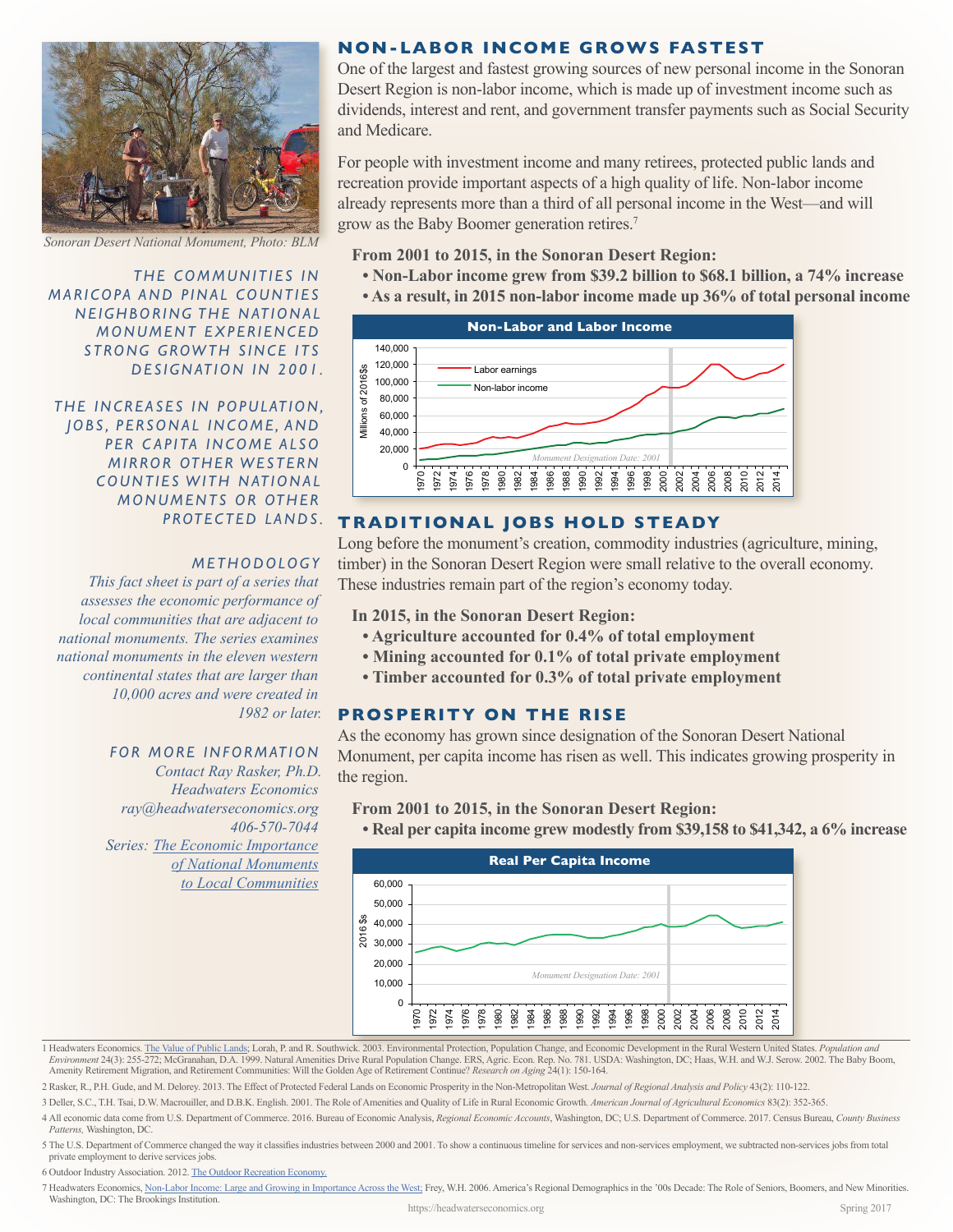Sonoran Desert National Monument, Photo: BLM

*THE COMMUNITIES IN MARICOPA AND PINAL COUNTIES NEIGHBORING THE NATIONAL MONUMENT EXPERIENCED STRONG GROWTH SINCE ITS DESIGNATION IN 2001.*

*THE INCREASES IN POPULATION, JOBS, PERSONAL INCOME, AND PER CAPITA INCOME ALSO MIRROR OTHER WESTERN COUNTIES WITH NATIONAL MONUMENTS OR OTHER PROTECTED LANDS.*

*METHODOLOGY*

*This fact sheet is part of a series that assesses the economic performance of local communities that are adjacent to national monuments. The series examines national monuments in the eleven western continental states that are larger than 10,000 acres and were created in 1982 or later.*

*FOR MORE INFORMATION*

*Contact Ray Rasker, Ph.D.*
*Headwaters Economics*
*ray@headwaterseconomics.org*
*406-570-7044*
*Series: The Economic Importance of National Monuments to Local Communities*

## NON-LABOR INCOME GROWS FASTEST

One of the largest and fastest growing sources of new personal income in the Sonoran Desert Region is non-labor income, which is made up of investment income such as dividends, interest and rent, and government transfer payments such as Social Security and Medicare.

For people with investment income and many retirees, protected public lands and recreation provide important aspects of a high quality of life. Non-labor income already represents more than a third of all personal income in the West—and will grow as the Baby Boomer generation retires.[7]

**From 2001 to 2015, in the Sonoran Desert Region:**

- **Non-Labor income grew from $39.2 billion to $68.1 billion, a 74% increase**
- **As a result, in 2015 non-labor income made up 36% of total personal income**

Non-Labor and Labor Income

Millions of 2016$s

140,000
120,000
100,000
80,000
60,000
40,000
20,000
0

Labor earnings
Non-labor income

Monument Designation Date: 2001

1970 1972 1974 1976 1978 1980 1982 1984 1986 1988 1990 1992 1994 1996 1998 2000 2002 2004 2006 2008 2010 2012 2014

## TRADITIONAL JOBS HOLD STEADY

Long before the monument's creation, commodity industries (agriculture, mining, timber) in the Sonoran Desert Region were small relative to the overall economy. These industries remain part of the region's economy today.

**In 2015, in the Sonoran Desert Region:**

- **Agriculture accounted for 0.4% of total employment**
- **Mining accounted for 0.1% of total private employment**
- **Timber accounted for 0.3% of total private employment**

## PROSPERITY ON THE RISE

As the economy has grown since designation of the Sonoran Desert National Monument, per capita income has risen as well. This indicates growing prosperity in the region.

**From 2001 to 2015, in the Sonoran Desert Region:**

- **Real per capita income grew modestly from $39,158 to $41,342, a 6% increase**

Real Per Capita Income

2016 $s

60,000
50,000
40,000
30,000
20,000
10,000
0

Monument Designation Date: 2001

1970 1972 1974 1976 1978 1980 1982 1984 1986 1988 1990 1992 1994 1996 1998 2000 2002 2004 2006 2008 2010 2012 2014

---

1 Headwaters Economics. The Value of Public Lands; Lorah, P. and R. Southwick. 2003. Environmental Protection, Population Change, and Economic Development in the Rural Western United States. *Population and Environment* 24(3): 255-272; McGranahan, D.A. 1999. Natural Amenities Drive Rural Population Change. ERS, Agric. Econ. Rep. No. 781. USDA: Washington, DC; Haas, W.H. and W.J. Serow. 2002. The Baby Boom, Amenity Retirement Migration, and Retirement Communities: Will the Golden Age of Retirement Continue? *Research on Aging* 24(1): 150-164.

2 Rasker, R., P.H. Gude, and M. Delorey. 2013. The Effect of Protected Federal Lands on Economic Prosperity in the Non-Metropolitan West. *Journal of Regional Analysis and Policy* 43(2): 110-122.

3 Deller, S.C., T.H. Tsai, D.W. Macrouiller, and D.B.K. English. 2001. The Role of Amenities and Quality of Life in Rural Economic Growth. *American Journal of Agricultural Economics* 83(2): 352-365.

4 All economic data come from U.S. Department of Commerce. 2016. Bureau of Economic Analysis, *Regional Economic Accounts*, Washington, DC; U.S. Department of Commerce. 2017. Census Bureau, *County Business Patterns,* Washington, DC.

5 The U.S. Department of Commerce changed the way it classifies industries between 2000 and 2001. To show a continuous timeline for services and non-services employment, we subtracted non-services jobs from total private employment to derive services jobs.

6 Outdoor Industry Association. 2012. The Outdoor Recreation Economy.

7 Headwaters Economics, Non-Labor Income: Large and Growing in Importance Across the West; Frey, W.H. 2006. America's Regional Demographics in the '00s Decade: The Role of Seniors, Boomers, and New Minorities. Washington, DC: The Brookings Institution.

https://headwaterseconomics.org Spring 2017